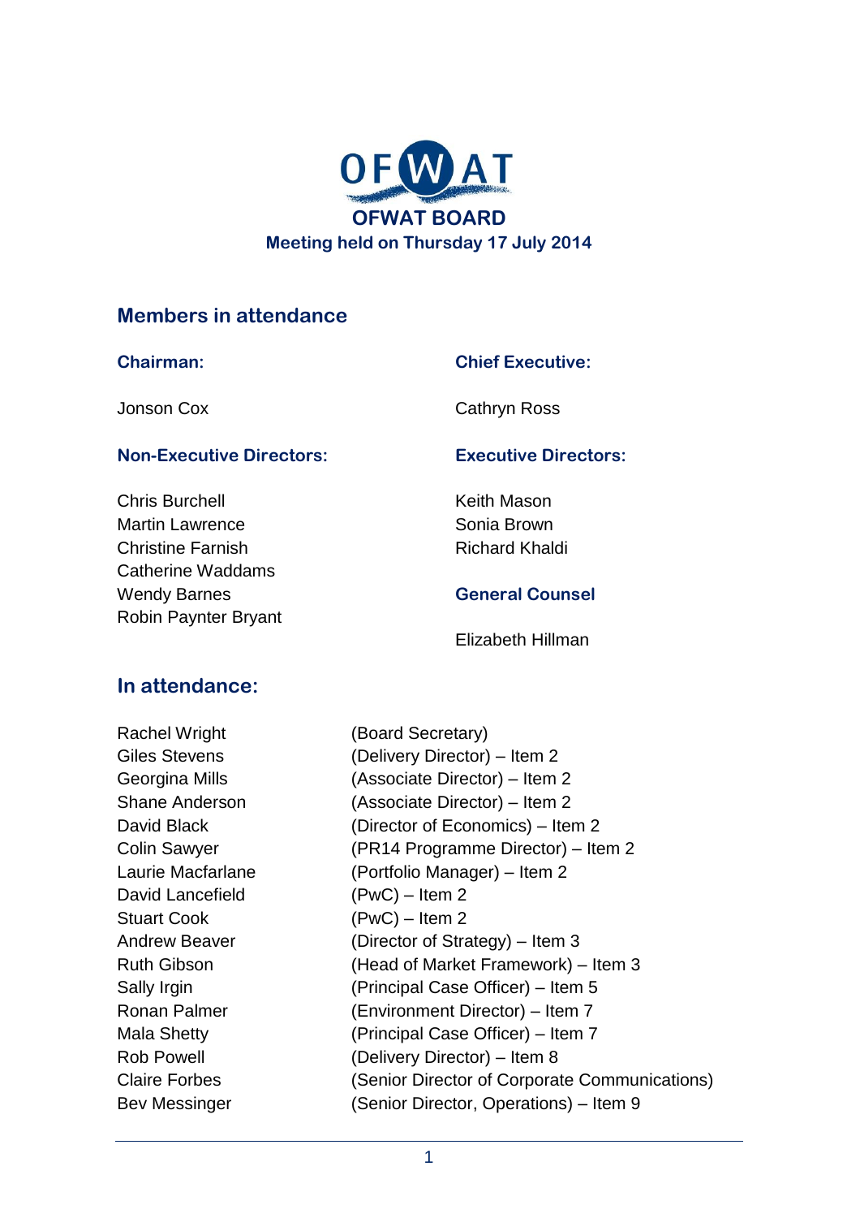# OFWAT BOARD

**Meeting held on Thursday 17 July 2014**

## Members in attendance

### Chairman:

Jonson Cox

### Chief Executive:

Cathryn Ross

### Non-Executive Directors:

Chris Burchell
Martin Lawrence
Christine Farnish
Catherine Waddams
Wendy Barnes
Robin Paynter Bryant

### Executive Directors:

Keith Mason
Sonia Brown
Richard Khaldi

### General Counsel

Elizabeth Hillman

## In attendance:

| | |
|---|---|
| Rachel Wright | (Board Secretary) |
| Giles Stevens | (Delivery Director) – Item 2 |
| Georgina Mills | (Associate Director) – Item 2 |
| Shane Anderson | (Associate Director) – Item 2 |
| David Black | (Director of Economics) – Item 2 |
| Colin Sawyer | (PR14 Programme Director) – Item 2 |
| Laurie Macfarlane | (Portfolio Manager) – Item 2 |
| David Lancefield | (PwC) – Item 2 |
| Stuart Cook | (PwC) – Item 2 |
| Andrew Beaver | (Director of Strategy) – Item 3 |
| Ruth Gibson | (Head of Market Framework) – Item 3 |
| Sally Irgin | (Principal Case Officer) – Item 5 |
| Ronan Palmer | (Environment Director) – Item 7 |
| Mala Shetty | (Principal Case Officer) – Item 7 |
| Rob Powell | (Delivery Director) – Item 8 |
| Claire Forbes | (Senior Director of Corporate Communications) |
| Bev Messinger | (Senior Director, Operations) – Item 9 |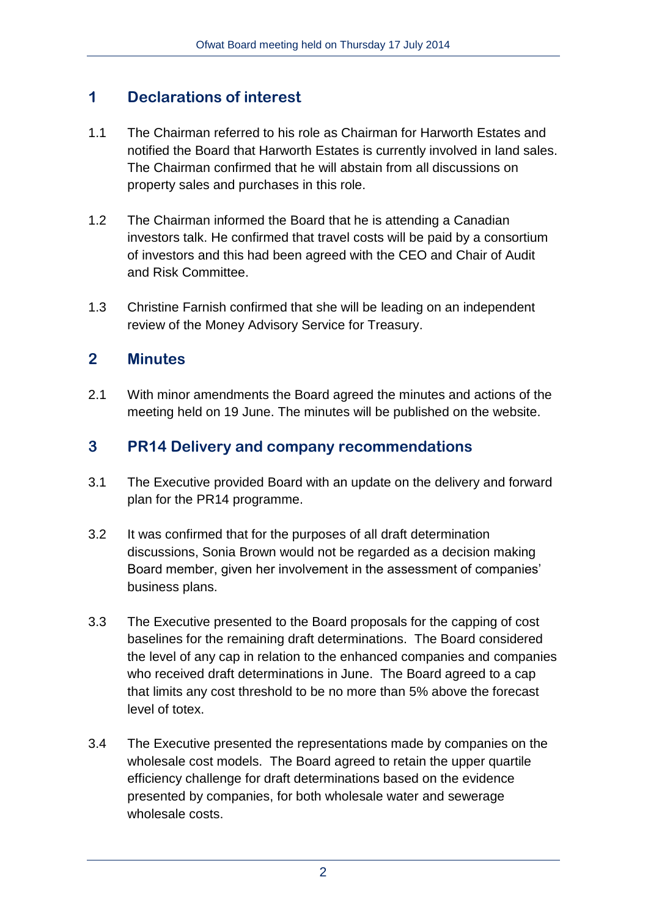## 1 Declarations of interest

1.1 The Chairman referred to his role as Chairman for Harworth Estates and notified the Board that Harworth Estates is currently involved in land sales. The Chairman confirmed that he will abstain from all discussions on property sales and purchases in this role.

1.2 The Chairman informed the Board that he is attending a Canadian investors talk. He confirmed that travel costs will be paid by a consortium of investors and this had been agreed with the CEO and Chair of Audit and Risk Committee.

1.3 Christine Farnish confirmed that she will be leading on an independent review of the Money Advisory Service for Treasury.

## 2 Minutes

2.1 With minor amendments the Board agreed the minutes and actions of the meeting held on 19 June. The minutes will be published on the website.

## 3 PR14 Delivery and company recommendations

3.1 The Executive provided Board with an update on the delivery and forward plan for the PR14 programme.

3.2 It was confirmed that for the purposes of all draft determination discussions, Sonia Brown would not be regarded as a decision making Board member, given her involvement in the assessment of companies' business plans.

3.3 The Executive presented to the Board proposals for the capping of cost baselines for the remaining draft determinations. The Board considered the level of any cap in relation to the enhanced companies and companies who received draft determinations in June. The Board agreed to a cap that limits any cost threshold to be no more than 5% above the forecast level of totex.

3.4 The Executive presented the representations made by companies on the wholesale cost models. The Board agreed to retain the upper quartile efficiency challenge for draft determinations based on the evidence presented by companies, for both wholesale water and sewerage wholesale costs.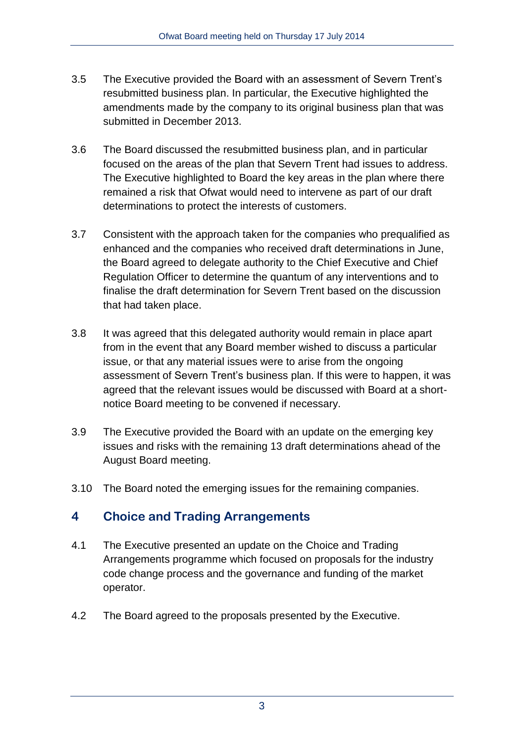3.5 The Executive provided the Board with an assessment of Severn Trent's resubmitted business plan. In particular, the Executive highlighted the amendments made by the company to its original business plan that was submitted in December 2013.

3.6 The Board discussed the resubmitted business plan, and in particular focused on the areas of the plan that Severn Trent had issues to address. The Executive highlighted to Board the key areas in the plan where there remained a risk that Ofwat would need to intervene as part of our draft determinations to protect the interests of customers.

3.7 Consistent with the approach taken for the companies who prequalified as enhanced and the companies who received draft determinations in June, the Board agreed to delegate authority to the Chief Executive and Chief Regulation Officer to determine the quantum of any interventions and to finalise the draft determination for Severn Trent based on the discussion that had taken place.

3.8 It was agreed that this delegated authority would remain in place apart from in the event that any Board member wished to discuss a particular issue, or that any material issues were to arise from the ongoing assessment of Severn Trent's business plan. If this were to happen, it was agreed that the relevant issues would be discussed with Board at a short-notice Board meeting to be convened if necessary.

3.9 The Executive provided the Board with an update on the emerging key issues and risks with the remaining 13 draft determinations ahead of the August Board meeting.

3.10 The Board noted the emerging issues for the remaining companies.

## 4 Choice and Trading Arrangements

4.1 The Executive presented an update on the Choice and Trading Arrangements programme which focused on proposals for the industry code change process and the governance and funding of the market operator.

4.2 The Board agreed to the proposals presented by the Executive.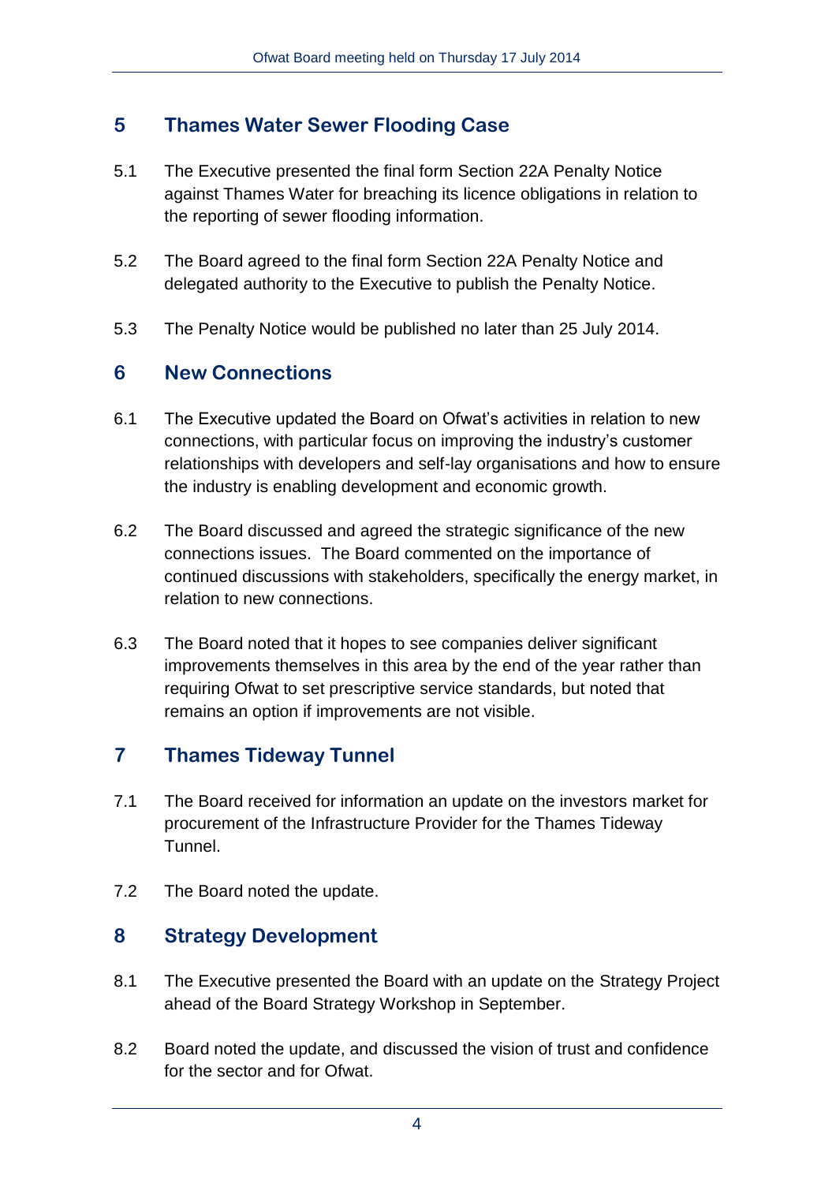## 5 Thames Water Sewer Flooding Case

5.1 The Executive presented the final form Section 22A Penalty Notice against Thames Water for breaching its licence obligations in relation to the reporting of sewer flooding information.

5.2 The Board agreed to the final form Section 22A Penalty Notice and delegated authority to the Executive to publish the Penalty Notice.

5.3 The Penalty Notice would be published no later than 25 July 2014.

## 6 New Connections

6.1 The Executive updated the Board on Ofwat's activities in relation to new connections, with particular focus on improving the industry's customer relationships with developers and self-lay organisations and how to ensure the industry is enabling development and economic growth.

6.2 The Board discussed and agreed the strategic significance of the new connections issues. The Board commented on the importance of continued discussions with stakeholders, specifically the energy market, in relation to new connections.

6.3 The Board noted that it hopes to see companies deliver significant improvements themselves in this area by the end of the year rather than requiring Ofwat to set prescriptive service standards, but noted that remains an option if improvements are not visible.

## 7 Thames Tideway Tunnel

7.1 The Board received for information an update on the investors market for procurement of the Infrastructure Provider for the Thames Tideway Tunnel.

7.2 The Board noted the update.

## 8 Strategy Development

8.1 The Executive presented the Board with an update on the Strategy Project ahead of the Board Strategy Workshop in September.

8.2 Board noted the update, and discussed the vision of trust and confidence for the sector and for Ofwat.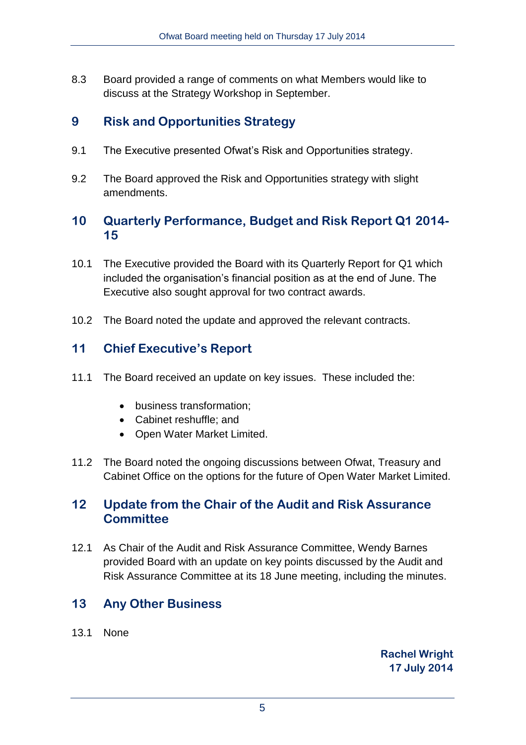8.3 Board provided a range of comments on what Members would like to discuss at the Strategy Workshop in September.

## 9 Risk and Opportunities Strategy

9.1 The Executive presented Ofwat's Risk and Opportunities strategy.

9.2 The Board approved the Risk and Opportunities strategy with slight amendments.

## 10 Quarterly Performance, Budget and Risk Report Q1 2014-15

10.1 The Executive provided the Board with its Quarterly Report for Q1 which included the organisation's financial position as at the end of June. The Executive also sought approval for two contract awards.

10.2 The Board noted the update and approved the relevant contracts.

## 11 Chief Executive's Report

11.1 The Board received an update on key issues. These included the:

- business transformation;
- Cabinet reshuffle; and
- Open Water Market Limited.

11.2 The Board noted the ongoing discussions between Ofwat, Treasury and Cabinet Office on the options for the future of Open Water Market Limited.

## 12 Update from the Chair of the Audit and Risk Assurance Committee

12.1 As Chair of the Audit and Risk Assurance Committee, Wendy Barnes provided Board with an update on key points discussed by the Audit and Risk Assurance Committee at its 18 June meeting, including the minutes.

## 13 Any Other Business

13.1 None

**Rachel Wright**
**17 July 2014**